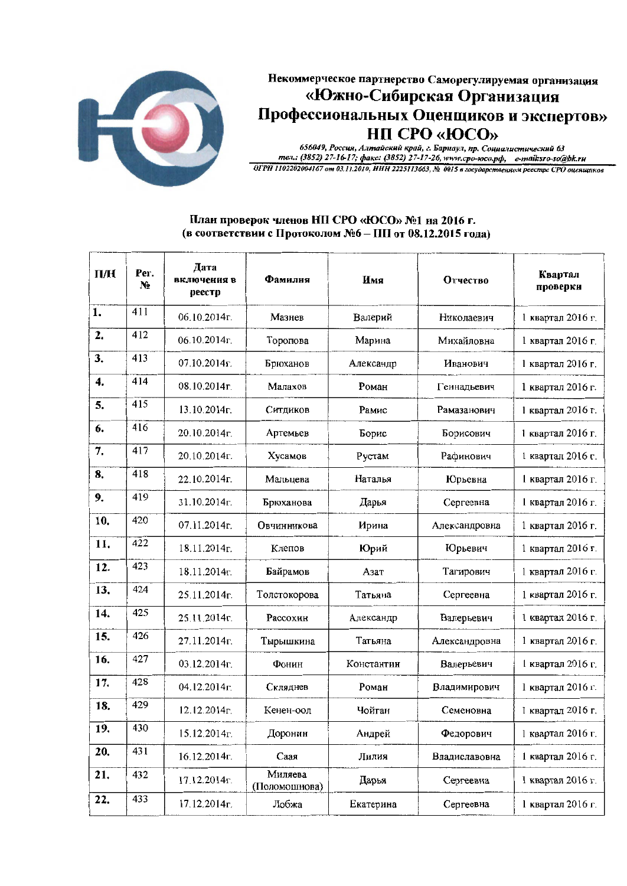**Некоммерческое партнерство Саморегулируемая организация**

# «Южно-Сибирская Организация Профессиональных Оценщиков и экспертов» НП СРО «ЮСО»

*656049, Россия, Алтайский край, г. Барнаул, пр. Социалистический 63*
*тел.: (3852) 27-16-17; факс: (3852) 27-17-26, www.сро-юсо.рф, e-mail:sro-so@bk.ru*
*ОГРН 1102202004167 от 03.11.2010, ИНН 2225113663, № 0015 в государственном реестре СРО оценщиков*

## План проверок членов НП СРО «ЮСО» №1 на 2016 г.
## (в соответствии с Протоколом №6 – ПП от 08.12.2015 года)

| П/Н | Рег. № | Дата включения в реестр | Фамилия | Имя | Отчество | Квартал проверки |
|---|---|---|---|---|---|---|
| 1. | 411 | 06.10.2014г. | Мазнев | Валерий | Николаевич | 1 квартал 2016 г. |
| 2. | 412 | 06.10.2014г. | Торопова | Марина | Михайловна | 1 квартал 2016 г. |
| 3. | 413 | 07.10.2014г. | Брюханов | Александр | Иванович | 1 квартал 2016 г. |
| 4. | 414 | 08.10.2014г. | Малахов | Роман | Геннадьевич | 1 квартал 2016 г. |
| 5. | 415 | 13.10.2014г. | Ситдиков | Рамис | Рамазанович | 1 квартал 2016 г. |
| 6. | 416 | 20.10.2014г. | Артемьев | Борис | Борисович | 1 квартал 2016 г. |
| 7. | 417 | 20.10.2014г. | Хусамов | Рустам | Рафинович | 1 квартал 2016 г. |
| 8. | 418 | 22.10.2014г. | Мальцева | Наталья | Юрьевна | 1 квартал 2016 г. |
| 9. | 419 | 31.10.2014г. | Брюханова | Дарья | Сергеевна | 1 квартал 2016 г. |
| 10. | 420 | 07.11.2014г. | Овчинникова | Ирина | Александровна | 1 квартал 2016 г. |
| 11. | 422 | 18.11.2014г. | Клепов | Юрий | Юрьевич | 1 квартал 2016 г. |
| 12. | 423 | 18.11.2014г. | Байрамов | Азат | Тагирович | 1 квартал 2016 г. |
| 13. | 424 | 25.11.2014г. | Толстокорова | Татьяна | Сергеевна | 1 квартал 2016 г. |
| 14. | 425 | 25.11.2014г. | Рассохин | Александр | Валерьевич | 1 квартал 2016 г. |
| 15. | 426 | 27.11.2014г. | Тырышкина | Татьяна | Александровна | 1 квартал 2016 г. |
| 16. | 427 | 03.12.2014г. | Фонин | Константин | Валерьевич | 1 квартал 2016 г. |
| 17. | 428 | 04.12.2014г. | Скляднев | Роман | Владимирович | 1 квартал 2016 г. |
| 18. | 429 | 12.12.2014г. | Кенен-оол | Чойган | Семеновна | 1 квартал 2016 г. |
| 19. | 430 | 15.12.2014г. | Доронин | Андрей | Федорович | 1 квартал 2016 г. |
| 20. | 431 | 16.12.2014г. | Саая | Лилия | Владиславовна | 1 квартал 2016 г. |
| 21. | 432 | 17.12.2014г. | Миляева (Поломошнова) | Дарья | Сергеевна | 1 квартал 2016 г. |
| 22. | 433 | 17.12.2014г. | Лобжа | Екатерина | Сергеевна | 1 квартал 2016 г. |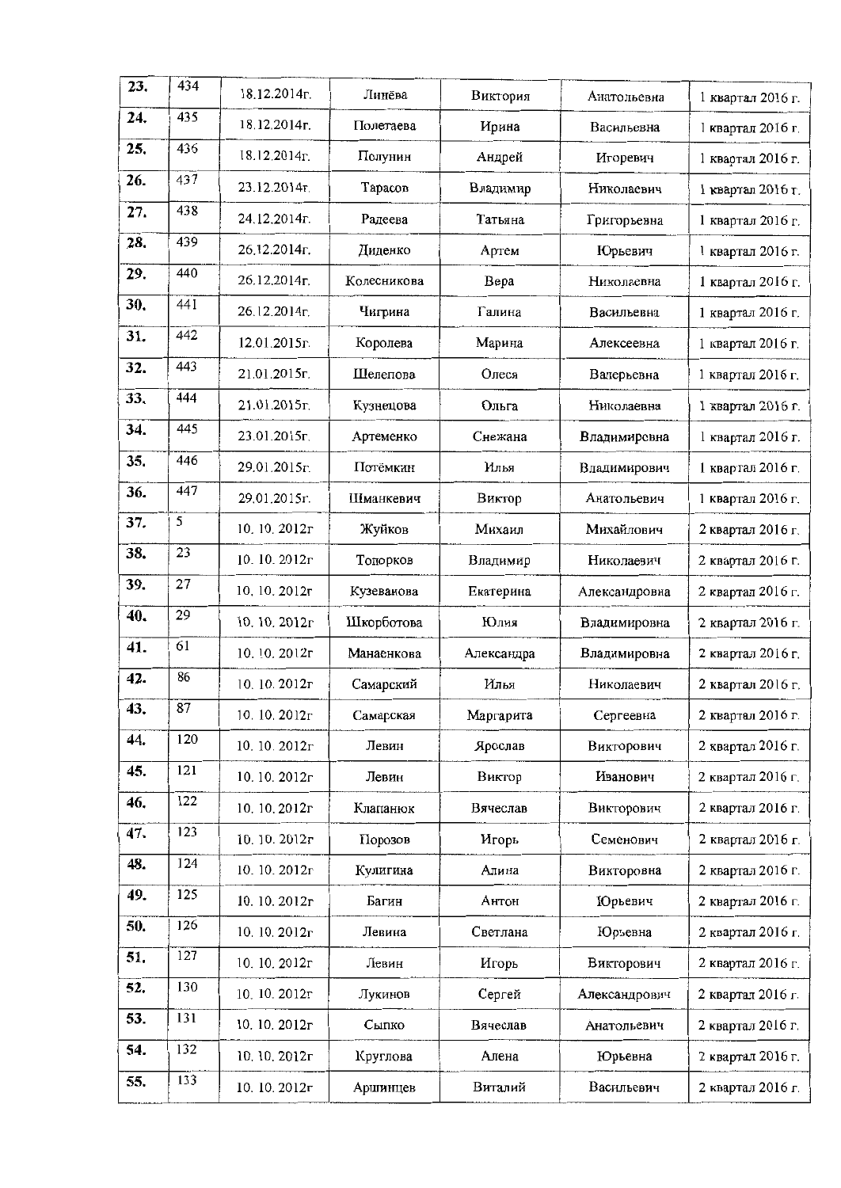| | | | | | | |
|---|---|---|---|---|---|---|
| 23. | 434 | 18.12.2014г. | Линёва | Виктория | Анатольевна | 1 квартал 2016 г. |
| 24. | 435 | 18.12.2014г. | Полетаева | Ирина | Васильевна | 1 квартал 2016 г. |
| 25. | 436 | 18.12.2014г. | Полунин | Андрей | Игоревич | 1 квартал 2016 г. |
| 26. | 437 | 23.12.2014г. | Тарасов | Владимир | Николаевич | 1 квартал 2016 г. |
| 27. | 438 | 24.12.2014г. | Радеева | Татьяна | Григорьевна | 1 квартал 2016 г. |
| 28. | 439 | 26.12.2014г. | Диденко | Артем | Юрьевич | 1 квартал 2016 г. |
| 29. | 440 | 26.12.2014г. | Колесникова | Вера | Николаевна | 1 квартал 2016 г. |
| 30. | 441 | 26.12.2014г. | Чигрина | Галина | Васильевна | 1 квартал 2016 г. |
| 31. | 442 | 12.01.2015г. | Королева | Марина | Алексеевна | 1 квартал 2016 г. |
| 32. | 443 | 21.01.2015г. | Шелепова | Олеся | Валерьевна | 1 квартал 2016 г. |
| 33. | 444 | 21.01.2015г. | Кузнецова | Ольга | Николаевна | 1 квартал 2016 г. |
| 34. | 445 | 23.01.2015г. | Артеменко | Снежана | Владимировна | 1 квартал 2016 г. |
| 35. | 446 | 29.01.2015г. | Потёмкин | Илья | Владимирович | 1 квартал 2016 г. |
| 36. | 447 | 29.01.2015г. | Шманкевич | Виктор | Анатольевич | 1 квартал 2016 г. |
| 37. | 5 | 10. 10. 2012г | Жуйков | Михаил | Михайлович | 2 квартал 2016 г. |
| 38. | 23 | 10. 10. 2012г | Топорков | Владимир | Николаевич | 2 квартал 2016 г. |
| 39. | 27 | 10. 10. 2012г | Кузеванова | Екатерина | Александровна | 2 квартал 2016 г. |
| 40. | 29 | 10. 10. 2012г | Шкорботова | Юлия | Владимировна | 2 квартал 2016 г. |
| 41. | 61 | 10. 10. 2012г | Манаенкова | Александра | Владимировна | 2 квартал 2016 г. |
| 42. | 86 | 10. 10. 2012г | Самарский | Илья | Николаевич | 2 квартал 2016 г. |
| 43. | 87 | 10. 10. 2012г | Самарская | Маргарита | Сергеевна | 2 квартал 2016 г. |
| 44. | 120 | 10. 10. 2012г | Левин | Ярослав | Викторович | 2 квартал 2016 г. |
| 45. | 121 | 10. 10. 2012г | Левин | Виктор | Иванович | 2 квартал 2016 г. |
| 46. | 122 | 10. 10. 2012г | Клапанюк | Вячеслав | Викторович | 2 квартал 2016 г. |
| 47. | 123 | 10. 10. 2012г | Порозов | Игорь | Семенович | 2 квартал 2016 г. |
| 48. | 124 | 10. 10. 2012г | Кулигина | Алина | Викторовна | 2 квартал 2016 г. |
| 49. | 125 | 10. 10. 2012г | Багин | Антон | Юрьевич | 2 квартал 2016 г. |
| 50. | 126 | 10. 10. 2012г | Левина | Светлана | Юрьевна | 2 квартал 2016 г. |
| 51. | 127 | 10. 10. 2012г | Левин | Игорь | Викторович | 2 квартал 2016 г. |
| 52. | 130 | 10. 10. 2012г | Лукинов | Сергей | Александрович | 2 квартал 2016 г. |
| 53. | 131 | 10. 10. 2012г | Сыпко | Вячеслав | Анатольевич | 2 квартал 2016 г. |
| 54. | 132 | 10. 10. 2012г | Круглова | Алена | Юрьевна | 2 квартал 2016 г. |
| 55. | 133 | 10. 10. 2012г | Аршинцев | Виталий | Васильевич | 2 квартал 2016 г. |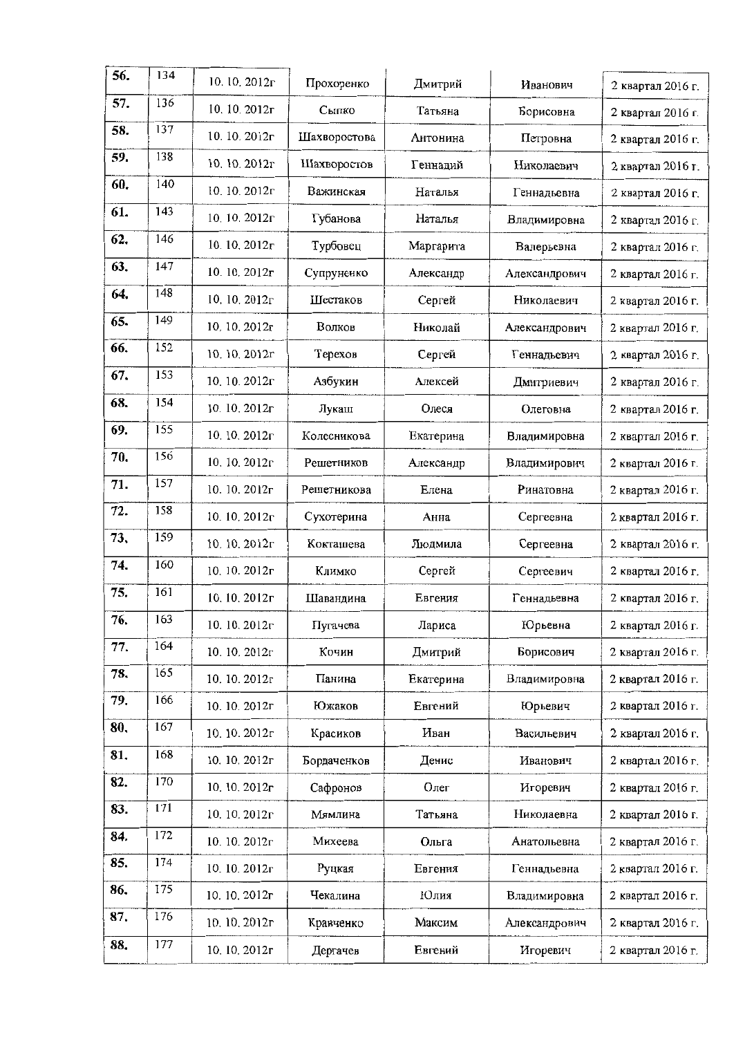| 56. | 134 | 10. 10. 2012г | Прохоренко | Дмитрий | Иванович | 2 квартал 2016 г. |
|---|---|---|---|---|---|---|
| 57. | 136 | 10. 10. 2012г | Сыпко | Татьяна | Борисовна | 2 квартал 2016 г. |
| 58. | 137 | 10. 10. 2012г | Шахворостова | Антонина | Петровна | 2 квартал 2016 г. |
| 59. | 138 | 10. 10. 2012г | Шахворостов | Геннадий | Николаевич | 2 квартал 2016 г. |
| 60. | 140 | 10. 10. 2012г | Важинская | Наталья | Геннадьевна | 2 квартал 2016 г. |
| 61. | 143 | 10. 10. 2012г | Губанова | Наталья | Владимировна | 2 квартал 2016 г. |
| 62. | 146 | 10. 10. 2012г | Турбовец | Маргарита | Валерьевна | 2 квартал 2016 г. |
| 63. | 147 | 10. 10. 2012г | Супруненко | Александр | Александрович | 2 квартал 2016 г. |
| 64. | 148 | 10. 10. 2012г | Шестаков | Сергей | Николаевич | 2 квартал 2016 г. |
| 65. | 149 | 10. 10. 2012г | Волков | Николай | Александрович | 2 квартал 2016 г. |
| 66. | 152 | 10. 10. 2012г | Терехов | Сергей | Геннадьевич | 2 квартал 2016 г. |
| 67. | 153 | 10. 10. 2012г | Азбукин | Алексей | Дмитриевич | 2 квартал 2016 г. |
| 68. | 154 | 10. 10. 2012г | Лукаш | Олеся | Олеговна | 2 квартал 2016 г. |
| 69. | 155 | 10. 10. 2012г | Колесникова | Екатерина | Владимировна | 2 квартал 2016 г. |
| 70. | 156 | 10. 10. 2012г | Решетников | Александр | Владимирович | 2 квартал 2016 г. |
| 71. | 157 | 10. 10. 2012г | Решетникова | Елена | Ринатовна | 2 квартал 2016 г. |
| 72. | 158 | 10. 10. 2012г | Сухотерина | Анна | Сергеевна | 2 квартал 2016 г. |
| 73. | 159 | 10. 10. 2012г | Кокташева | Людмила | Сергеевна | 2 квартал 2016 г. |
| 74. | 160 | 10. 10. 2012г | Климко | Сергей | Сергеевич | 2 квартал 2016 г. |
| 75. | 161 | 10. 10. 2012г | Шавандина | Евгения | Геннадьевна | 2 квартал 2016 г. |
| 76. | 163 | 10. 10. 2012г | Пугачева | Лариса | Юрьевна | 2 квартал 2016 г. |
| 77. | 164 | 10. 10. 2012г | Кочин | Дмитрий | Борисович | 2 квартал 2016 г. |
| 78. | 165 | 10. 10. 2012г | Панина | Екатерина | Владимировна | 2 квартал 2016 г. |
| 79. | 166 | 10. 10. 2012г | Южаков | Евгений | Юрьевич | 2 квартал 2016 г. |
| 80. | 167 | 10. 10. 2012г | Красиков | Иван | Васильевич | 2 квартал 2016 г. |
| 81. | 168 | 10. 10. 2012г | Бордаченков | Денис | Иванович | 2 квартал 2016 г. |
| 82. | 170 | 10. 10. 2012г | Сафронов | Олег | Игоревич | 2 квартал 2016 г. |
| 83. | 171 | 10. 10. 2012г | Мямлина | Татьяна | Николаевна | 2 квартал 2016 г. |
| 84. | 172 | 10. 10. 2012г | Михеева | Ольга | Анатольевна | 2 квартал 2016 г. |
| 85. | 174 | 10. 10. 2012г | Руцкая | Евгения | Геннадьевна | 2 квартал 2016 г. |
| 86. | 175 | 10. 10. 2012г | Чекалина | Юлия | Владимировна | 2 квартал 2016 г. |
| 87. | 176 | 10. 10. 2012г | Кравченко | Максим | Александрович | 2 квартал 2016 г. |
| 88. | 177 | 10. 10. 2012г | Дергачев | Евгений | Игоревич | 2 квартал 2016 г. |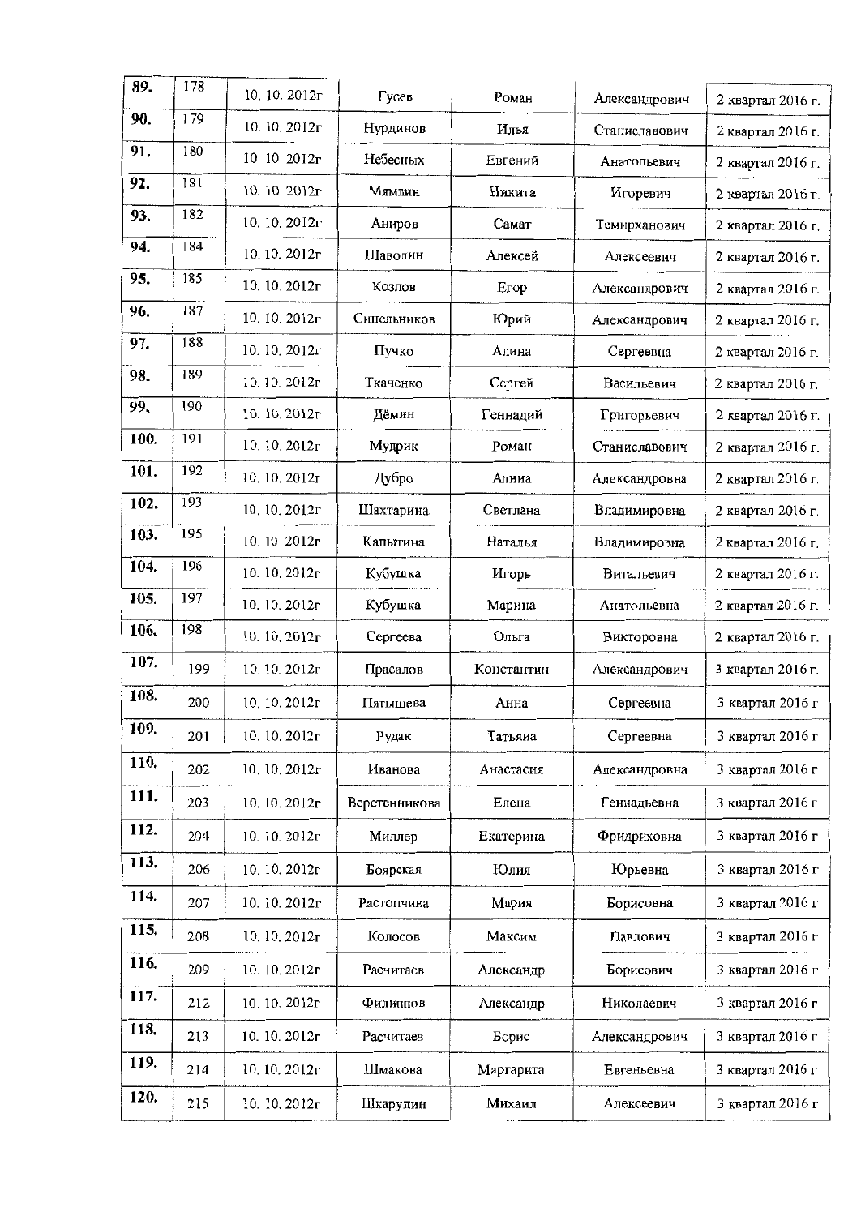| 89. | 178 | 10. 10. 2012г | Гусев | Роман | Александрович | 2 квартал 2016 г. |
|---|---|---|---|---|---|---|
| 90. | 179 | 10. 10. 2012г | Нурдинов | Илья | Станиславович | 2 квартал 2016 г. |
| 91. | 180 | 10. 10. 2012г | Небесных | Евгений | Анатольевич | 2 квартал 2016 г. |
| 92. | 181 | 10. 10. 2012г | Мямлин | Никита | Игоревич | 2 квартал 2016 г. |
| 93. | 182 | 10. 10. 2012г | Аниров | Самат | Темирханович | 2 квартал 2016 г. |
| 94. | 184 | 10. 10. 2012г | Шаволин | Алексей | Алексеевич | 2 квартал 2016 г. |
| 95. | 185 | 10. 10. 2012г | Козлов | Егор | Александрович | 2 квартал 2016 г. |
| 96. | 187 | 10. 10. 2012г | Синельников | Юрий | Александрович | 2 квартал 2016 г. |
| 97. | 188 | 10. 10. 2012г | Пучко | Алина | Сергеевна | 2 квартал 2016 г. |
| 98. | 189 | 10. 10. 2012г | Ткаченко | Сергей | Васильевич | 2 квартал 2016 г. |
| 99. | 190 | 10. 10. 2012г | Дёмин | Геннадий | Григорьевич | 2 квартал 2016 г. |
| 100. | 191 | 10. 10. 2012г | Мудрик | Роман | Станиславович | 2 квартал 2016 г. |
| 101. | 192 | 10. 10. 2012г | Дубро | Алина | Александровна | 2 квартал 2016 г. |
| 102. | 193 | 10. 10. 2012г | Шахтарина | Светлана | Владимировна | 2 квартал 2016 г. |
| 103. | 195 | 10. 10. 2012г | Капытина | Наталья | Владимировна | 2 квартал 2016 г. |
| 104. | 196 | 10. 10. 2012г | Кубушка | Игорь | Витальевич | 2 квартал 2016 г. |
| 105. | 197 | 10. 10. 2012г | Кубушка | Марина | Анатольевна | 2 квартал 2016 г. |
| 106. | 198 | 10. 10. 2012г | Сергеева | Ольга | Викторовна | 2 квартал 2016 г. |
| 107. | 199 | 10. 10. 2012г | Прасалов | Константин | Александрович | 3 квартал 2016 г. |
| 108. | 200 | 10. 10. 2012г | Пятышева | Анна | Сергеевна | 3 квартал 2016 г |
| 109. | 201 | 10. 10. 2012г | Рудак | Татьяна | Сергеевна | 3 квартал 2016 г |
| 110. | 202 | 10. 10. 2012г | Иванова | Анастасия | Александровна | 3 квартал 2016 г |
| 111. | 203 | 10. 10. 2012г | Веретенникова | Елена | Геннадьевна | 3 квартал 2016 г |
| 112. | 204 | 10. 10. 2012г | Миллер | Екатерина | Фридриховна | 3 квартал 2016 г |
| 113. | 206 | 10. 10. 2012г | Боярская | Юлия | Юрьевна | 3 квартал 2016 г |
| 114. | 207 | 10. 10. 2012г | Растопчика | Мария | Борисовна | 3 квартал 2016 г |
| 115. | 208 | 10. 10. 2012г | Колосов | Максим | Павлович | 3 квартал 2016 г |
| 116. | 209 | 10. 10. 2012г | Расчитаев | Александр | Борисович | 3 квартал 2016 г |
| 117. | 212 | 10. 10. 2012г | Филиппов | Александр | Николаевич | 3 квартал 2016 г |
| 118. | 213 | 10. 10. 2012г | Расчитаев | Борис | Александрович | 3 квартал 2016 г |
| 119. | 214 | 10. 10. 2012г | Шмакова | Маргарита | Евгеньевна | 3 квартал 2016 г |
| 120. | 215 | 10. 10. 2012г | Шкарупин | Михаил | Алексеевич | 3 квартал 2016 г |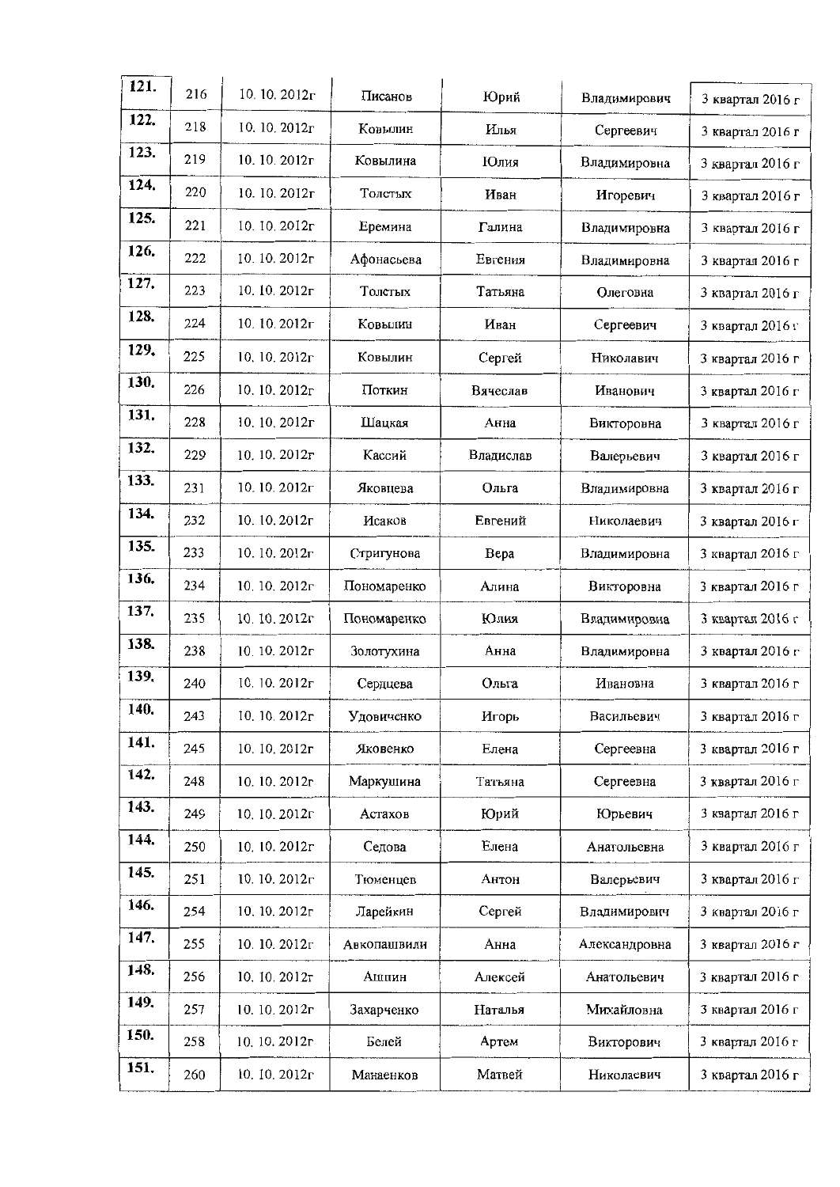| | | | | | | |
|---|---|---|---|---|---|---|
| 121. | 216 | 10. 10. 2012г | Писанов | Юрий | Владимирович | 3 квартал 2016 г |
| 122. | 218 | 10. 10. 2012г | Ковылин | Илья | Сергеевич | 3 квартал 2016 г |
| 123. | 219 | 10. 10. 2012г | Ковылина | Юлия | Владимировна | 3 квартал 2016 г |
| 124. | 220 | 10. 10. 2012г | Толстых | Иван | Игоревич | 3 квартал 2016 г |
| 125. | 221 | 10. 10. 2012г | Еремина | Галина | Владимировна | 3 квартал 2016 г |
| 126. | 222 | 10. 10. 2012г | Афонасьева | Евгения | Владимировна | 3 квартал 2016 г |
| 127. | 223 | 10. 10. 2012г | Толстых | Татьяна | Олеговна | 3 квартал 2016 г |
| 128. | 224 | 10. 10. 2012г | Ковылин | Иван | Сергеевич | 3 квартал 2016 г |
| 129. | 225 | 10. 10. 2012г | Ковылин | Сергей | Николавич | 3 квартал 2016 г |
| 130. | 226 | 10. 10. 2012г | Поткин | Вячеслав | Иванович | 3 квартал 2016 г |
| 131. | 228 | 10. 10. 2012г | Шацкая | Анна | Викторовна | 3 квартал 2016 г |
| 132. | 229 | 10. 10. 2012г | Кассий | Владислав | Валерьевич | 3 квартал 2016 г |
| 133. | 231 | 10. 10. 2012г | Яковцева | Ольга | Владимировна | 3 квартал 2016 г |
| 134. | 232 | 10. 10. 2012г | Исаков | Евгений | Николаевич | 3 квартал 2016 г |
| 135. | 233 | 10. 10. 2012г | Стригунова | Вера | Владимировна | 3 квартал 2016 г |
| 136. | 234 | 10. 10. 2012г | Пономаренко | Алина | Викторовна | 3 квартал 2016 г |
| 137. | 235 | 10. 10. 2012г | Пономаренко | Юлия | Владимировна | 3 квартал 2016 г |
| 138. | 238 | 10. 10. 2012г | Золотухина | Анна | Владимировна | 3 квартал 2016 г |
| 139. | 240 | 10. 10. 2012г | Сердцева | Ольга | Ивановна | 3 квартал 2016 г |
| 140. | 243 | 10. 10. 2012г | Удовиченко | Игорь | Васильевич | 3 квартал 2016 г |
| 141. | 245 | 10. 10. 2012г | Яковенко | Елена | Сергеевна | 3 квартал 2016 г |
| 142. | 248 | 10. 10. 2012г | Маркушина | Татьяна | Сергеевна | 3 квартал 2016 г |
| 143. | 249 | 10. 10. 2012г | Астахов | Юрий | Юрьевич | 3 квартал 2016 г |
| 144. | 250 | 10. 10. 2012г | Седова | Елена | Анатольевна | 3 квартал 2016 г |
| 145. | 251 | 10. 10. 2012г | Тюменцев | Антон | Валерьевич | 3 квартал 2016 г |
| 146. | 254 | 10. 10. 2012г | Ларейкин | Сергей | Владимирович | 3 квартал 2016 г |
| 147. | 255 | 10. 10. 2012г | Авкопашвили | Анна | Александровна | 3 квартал 2016 г |
| 148. | 256 | 10. 10. 2012г | Ашшин | Алексей | Анатольевич | 3 квартал 2016 г |
| 149. | 257 | 10. 10. 2012г | Захарченко | Наталья | Михайловна | 3 квартал 2016 г |
| 150. | 258 | 10. 10. 2012г | Белей | Артем | Викторович | 3 квартал 2016 г |
| 151. | 260 | 10. 10. 2012г | Манаенков | Матвей | Николаевич | 3 квартал 2016 г |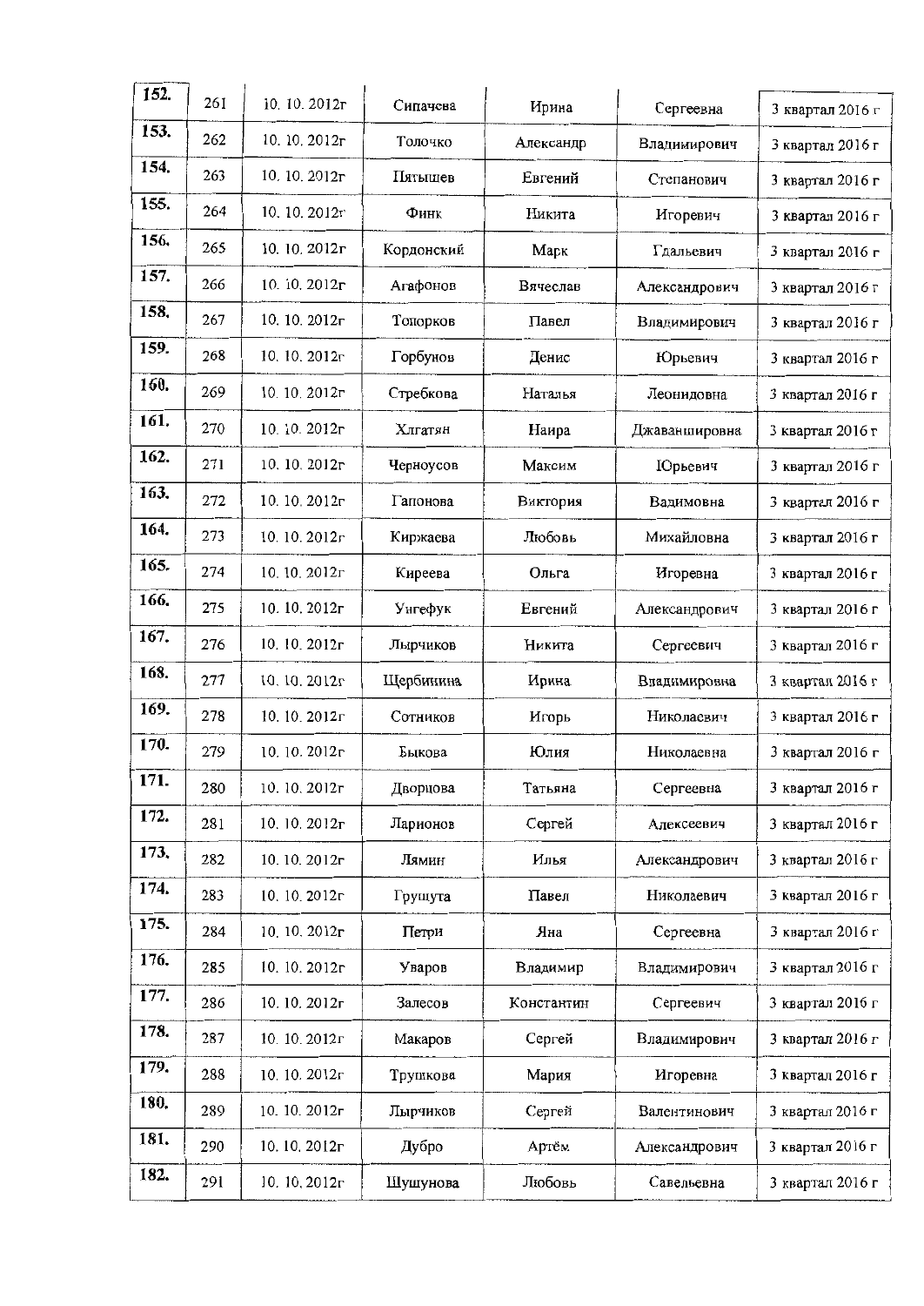| 152. | 261 | 10. 10. 2012г | Сипачева | Ирина | Сергеевна | 3 квартал 2016 г |
|---|---|---|---|---|---|---|
| 153. | 262 | 10. 10. 2012г | Толочко | Александр | Владимирович | 3 квартал 2016 г |
| 154. | 263 | 10. 10. 2012г | Пятышев | Евгений | Степанович | 3 квартал 2016 г |
| 155. | 264 | 10. 10. 2012г | Финк | Никита | Игоревич | 3 квартал 2016 г |
| 156. | 265 | 10. 10. 2012г | Кордонский | Марк | Гдальевич | 3 квартал 2016 г |
| 157. | 266 | 10. 10. 2012г | Агафонов | Вячеслав | Александрович | 3 квартал 2016 г |
| 158. | 267 | 10. 10. 2012г | Топорков | Павел | Владимирович | 3 квартал 2016 г |
| 159. | 268 | 10. 10. 2012г | Горбунов | Денис | Юрьевич | 3 квартал 2016 г |
| 160. | 269 | 10. 10. 2012г | Стребкова | Наталья | Леонидовна | 3 квартал 2016 г |
| 161. | 270 | 10. 10. 2012г | Хлгатян | Наира | Джаваншировна | 3 квартал 2016 г |
| 162. | 271 | 10. 10. 2012г | Черноусов | Максим | Юрьевич | 3 квартал 2016 г |
| 163. | 272 | 10. 10. 2012г | Гапонова | Виктория | Вадимовна | 3 квартал 2016 г |
| 164. | 273 | 10. 10. 2012г | Киржаева | Любовь | Михайловна | 3 квартал 2016 г |
| 165. | 274 | 10. 10. 2012г | Киреева | Ольга | Игоревна | 3 квартал 2016 г |
| 166. | 275 | 10. 10. 2012г | Унгефук | Евгений | Александрович | 3 квартал 2016 г |
| 167. | 276 | 10. 10. 2012г | Лырчиков | Никита | Сергеевич | 3 квартал 2016 г |
| 168. | 277 | 10. 10. 2012г | Щербинина | Ирина | Владимировна | 3 квартал 2016 г |
| 169. | 278 | 10. 10. 2012г | Сотников | Игорь | Николаевич | 3 квартал 2016 г |
| 170. | 279 | 10. 10. 2012г | Быкова | Юлия | Николаевна | 3 квартал 2016 г |
| 171. | 280 | 10. 10. 2012г | Дворцова | Татьяна | Сергеевна | 3 квартал 2016 г |
| 172. | 281 | 10. 10. 2012г | Ларионов | Сергей | Алексеевич | 3 квартал 2016 г |
| 173. | 282 | 10. 10. 2012г | Лямин | Илья | Александрович | 3 квартал 2016 г |
| 174. | 283 | 10. 10. 2012г | Грушута | Павел | Николаевич | 3 квартал 2016 г |
| 175. | 284 | 10. 10. 2012г | Петри | Яна | Сергеевна | 3 квартал 2016 г |
| 176. | 285 | 10. 10. 2012г | Уваров | Владимир | Владимирович | 3 квартал 2016 г |
| 177. | 286 | 10. 10. 2012г | Залесов | Константин | Сергеевич | 3 квартал 2016 г |
| 178. | 287 | 10. 10. 2012г | Макаров | Сергей | Владимирович | 3 квартал 2016 г |
| 179. | 288 | 10. 10. 2012г | Трушкова | Мария | Игоревна | 3 квартал 2016 г |
| 180. | 289 | 10. 10. 2012г | Лырчиков | Сергей | Валентинович | 3 квартал 2016 г |
| 181. | 290 | 10. 10. 2012г | Дубро | Артём | Александрович | 3 квартал 2016 г |
| 182. | 291 | 10. 10. 2012г | Шушунова | Любовь | Савельевна | 3 квартал 2016 г |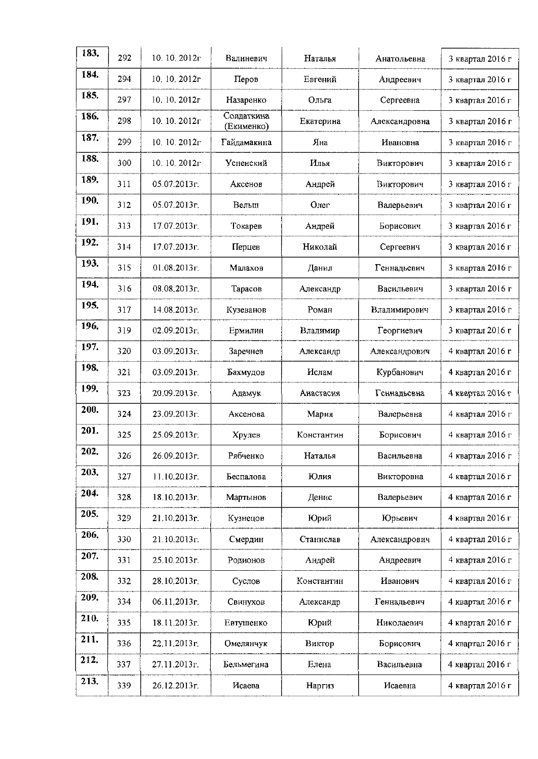| | | | | | | |
|---|---|---|---|---|---|---|
| 183. | 292 | 10. 10. 2012г | Валиневич | Наталья | Анатольевна | 3 квартал 2016 г |
| 184. | 294 | 10. 10. 2012г | Перов | Евгений | Андреевич | 3 квартал 2016 г |
| 185. | 297 | 10. 10. 2012г | Назаренко | Ольга | Сергеевна | 3 квартал 2016 г |
| 186. | 298 | 10. 10. 2012г | Солдаткина (Екименко) | Екатерина | Александровна | 3 квартал 2016 г |
| 187. | 299 | 10. 10. 2012г | Гайдамакина | Яна | Ивановна | 3 квартал 2016 г |
| 188. | 300 | 10. 10. 2012г | Успенский | Илья | Викторович | 3 квартал 2016 г |
| 189. | 311 | 05.07.2013г. | Аксенов | Андрей | Викторович | 3 квартал 2016 г |
| 190. | 312 | 05.07.2013г. | Вельш | Олег | Валерьевич | 3 квартал 2016 г |
| 191. | 313 | 17.07.2013г. | Токарев | Андрей | Борисович | 3 квартал 2016 г |
| 192. | 314 | 17.07.2013г. | Перцев | Николай | Сергеевич | 3 квартал 2016 г |
| 193. | 315 | 01.08.2013г. | Малахов | Данил | Геннадьевич | 3 квартал 2016 г |
| 194. | 316 | 08.08.2013г. | Тарасов | Александр | Васильевич | 3 квартал 2016 г |
| 195. | 317 | 14.08.2013г. | Кузеванов | Роман | Владимирович | 3 квартал 2016 г |
| 196. | 319 | 02.09.2013г. | Ермилин | Владимир | Георгиевич | 3 квартал 2016 г |
| 197. | 320 | 03.09.2013г. | Заречнев | Александр | Александрович | 4 квартал 2016 г |
| 198. | 321 | 03.09.2013г. | Бахмудов | Ислам | Курбанович | 4 квартал 2016 г |
| 199. | 323 | 20.09.2013г. | Адамук | Анастасия | Геннадьевна | 4 квартал 2016 г |
| 200. | 324 | 23.09.2013г. | Аксенова | Мария | Валерьевна | 4 квартал 2016 г |
| 201. | 325 | 25.09.2013г. | Хрулев | Константин | Борисович | 4 квартал 2016 г |
| 202. | 326 | 26.09.2013г. | Рябченко | Наталья | Васильевна | 4 квартал 2016 г |
| 203. | 327 | 11.10.2013г. | Беспалова | Юлия | Викторовна | 4 квартал 2016 г |
| 204. | 328 | 18.10.2013г. | Мартынов | Денис | Валерьевич | 4 квартал 2016 г |
| 205. | 329 | 21.10.2013г. | Кузнецов | Юрий | Юрьевич | 4 квартал 2016 г |
| 206. | 330 | 21.10.2013г. | Смердин | Станислав | Александрович | 4 квартал 2016 г |
| 207. | 331 | 25.10.2013г. | Родионов | Андрей | Андреевич | 4 квартал 2016 г |
| 208. | 332 | 28.10.2013г. | Суслов | Константин | Иванович | 4 квартал 2016 г |
| 209. | 334 | 06.11.2013г. | Свинухов | Александр | Геннадьевич | 4 квартал 2016 г |
| 210. | 335 | 18.11.2013г. | Евтушенко | Юрий | Николаевич | 4 квартал 2016 г |
| 211. | 336 | 22.11.2013г. | Омелянчук | Виктор | Борисович | 4 квартал 2016 г |
| 212. | 337 | 27.11.2013г. | Бельмегина | Елена | Васильевна | 4 квартал 2016 г |
| 213. | 339 | 26.12.2013г. | Исаева | Наргиз | Исаевна | 4 квартал 2016 г |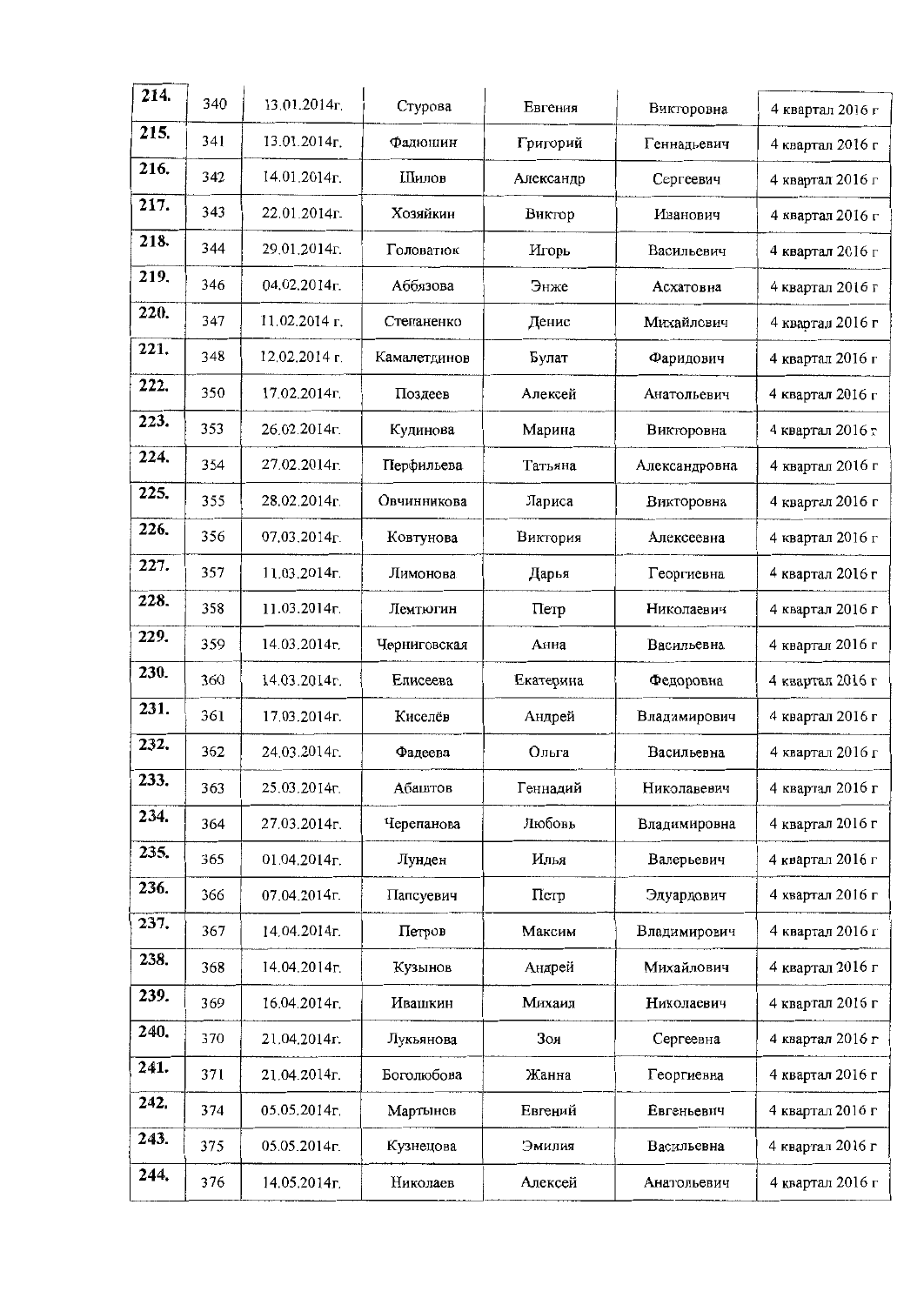| 214. | 340 | 13.01.2014г. | Стурова | Евгения | Викторовна | 4 квартал 2016 г |
|---|---|---|---|---|---|---|
| 215. | 341 | 13.01.2014г. | Фадюшин | Григорий | Геннадьевич | 4 квартал 2016 г |
| 216. | 342 | 14.01.2014г. | Шилов | Александр | Сергеевич | 4 квартал 2016 г |
| 217. | 343 | 22.01.2014г. | Хозяйкин | Виктор | Иванович | 4 квартал 2016 г |
| 218. | 344 | 29.01.2014г. | Головатюк | Игорь | Васильевич | 4 квартал 2016 г |
| 219. | 346 | 04.02.2014г. | Аббязова | Энже | Асхатовна | 4 квартал 2016 г |
| 220. | 347 | 11.02.2014 г. | Степаненко | Денис | Михайлович | 4 квартал 2016 г |
| 221. | 348 | 12.02.2014 г. | Камалетдинов | Булат | Фаридович | 4 квартал 2016 г |
| 222. | 350 | 17.02.2014г. | Поздеев | Алексей | Анатольевич | 4 квартал 2016 г |
| 223. | 353 | 26.02.2014г. | Кудинова | Марина | Викторовна | 4 квартал 2016 г |
| 224. | 354 | 27.02.2014г. | Перфильева | Татьяна | Александровна | 4 квартал 2016 г |
| 225. | 355 | 28.02.2014г. | Овчинникова | Лариса | Викторовна | 4 квартал 2016 г |
| 226. | 356 | 07.03.2014г. | Ковтунова | Виктория | Алексеевна | 4 квартал 2016 г |
| 227. | 357 | 11.03.2014г. | Лимонова | Дарья | Георгиевна | 4 квартал 2016 г |
| 228. | 358 | 11.03.2014г. | Лемтюгин | Петр | Николаевич | 4 квартал 2016 г |
| 229. | 359 | 14.03.2014г. | Черниговская | Анна | Васильевна | 4 квартал 2016 г |
| 230. | 360 | 14.03.2014г. | Елисеева | Екатерина | Федоровна | 4 квартал 2016 г |
| 231. | 361 | 17.03.2014г. | Киселёв | Андрей | Владамирович | 4 квартал 2016 г |
| 232. | 362 | 24.03.2014г. | Фадеева | Ольга | Васильевна | 4 квартал 2016 г |
| 233. | 363 | 25.03.2014г. | Абашров | Геннадий | Николавевич | 4 квартал 2016 г |
| 234. | 364 | 27.03.2014г. | Черепанова | Любовь | Владимировна | 4 квартал 2016 г |
| 235. | 365 | 01.04.2014г. | Лунден | Илья | Валерьевич | 4 квартал 2016 г |
| 236. | 366 | 07.04.2014г. | Папсуевич | Петр | Эдуардович | 4 квартал 2016 г |
| 237. | 367 | 14.04.2014г. | Петров | Максим | Владимирович | 4 квартал 2016 г |
| 238. | 368 | 14.04.2014г. | Кузынов | Андрей | Михайлович | 4 квартал 2016 г |
| 239. | 369 | 16.04.2014г. | Ивашкин | Михаил | Николаевич | 4 квартал 2016 г |
| 240. | 370 | 21.04.2014г. | Лукьянова | Зоя | Сергеевна | 4 квартал 2016 г |
| 241. | 371 | 21.04.2014г. | Боголюбова | Жанна | Георгиевна | 4 квартал 2016 г |
| 242. | 374 | 05.05.2014г. | Мартынов | Евгений | Евгеньевич | 4 квартал 2016 г |
| 243. | 375 | 05.05.2014г. | Кузнецова | Эмилия | Васильевна | 4 квартал 2016 г |
| 244. | 376 | 14.05.2014г. | Николаев | Алексей | Анатольевич | 4 квартал 2016 г |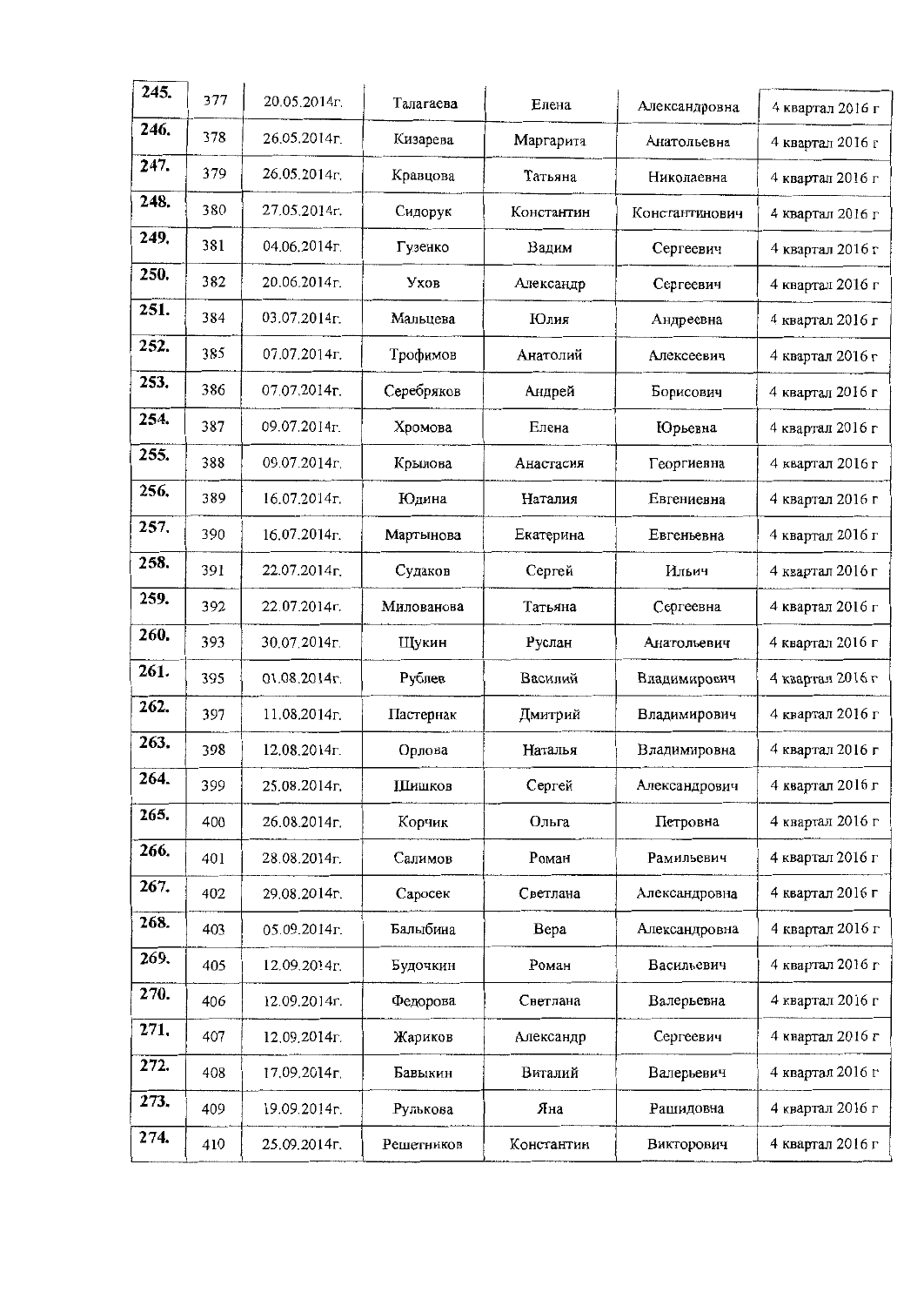| | | | | | | |
|---|---|---|---|---|---|---|
| 245. | 377 | 20.05.2014г. | Талагаева | Елена | Александровна | 4 квартал 2016 г |
| 246. | 378 | 26.05.2014г. | Кизарева | Маргарита | Анатольевна | 4 квартал 2016 г |
| 247. | 379 | 26.05.2014г. | Кравцова | Татьяна | Николаевна | 4 квартал 2016 г |
| 248. | 380 | 27.05.2014г. | Сидорук | Константин | Константинович | 4 квартал 2016 г |
| 249. | 381 | 04.06.2014г. | Гузенко | Вадим | Сергеевич | 4 квартал 2016 г |
| 250. | 382 | 20.06.2014г. | Ухов | Александр | Сергеевич | 4 квартал 2016 г |
| 251. | 384 | 03.07.2014г. | Мальцева | Юлия | Андреевна | 4 квартал 2016 г |
| 252. | 385 | 07.07.2014г. | Трофимов | Анатолий | Алексеевич | 4 квартал 2016 г |
| 253. | 386 | 07.07.2014г. | Серебряков | Андрей | Борисович | 4 квартал 2016 г |
| 254. | 387 | 09.07.2014г. | Хромова | Елена | Юрьевна | 4 квартал 2016 г |
| 255. | 388 | 09.07.2014г. | Крылова | Анастасия | Георгиевна | 4 квартал 2016 г |
| 256. | 389 | 16.07.2014г. | Юдина | Наталия | Евгениевна | 4 квартал 2016 г |
| 257. | 390 | 16.07.2014г. | Мартынова | Екатерина | Евгеньевна | 4 квартал 2016 г |
| 258. | 391 | 22.07.2014г. | Судаков | Сергей | Ильич | 4 квартал 2016 г |
| 259. | 392 | 22.07.2014г. | Милованова | Татьяна | Сергеевна | 4 квартал 2016 г |
| 260. | 393 | 30.07.2014г. | Щукин | Руслан | Анатольевич | 4 квартал 2016 г |
| 261. | 395 | 01.08.2014г. | Рублев | Василий | Владимирович | 4 квартал 2016 г |
| 262. | 397 | 11.08.2014г. | Пастернак | Дмитрий | Владимирович | 4 квартал 2016 г |
| 263. | 398 | 12.08.2014г. | Орлова | Наталья | Владимировна | 4 квартал 2016 г |
| 264. | 399 | 25.08.2014г. | Шишков | Сергей | Александрович | 4 квартал 2016 г |
| 265. | 400 | 26.08.2014г. | Корчик | Ольга | Петровна | 4 квартал 2016 г |
| 266. | 401 | 28.08.2014г. | Салимов | Роман | Рамильевич | 4 квартал 2016 г |
| 267. | 402 | 29.08.2014г. | Саросек | Светлана | Александровна | 4 квартал 2016 г |
| 268. | 403 | 05.09.2014г. | Балыбина | Вера | Александровна | 4 квартал 2016 г |
| 269. | 405 | 12.09.2014г. | Будочкин | Роман | Васильевич | 4 квартал 2016 г |
| 270. | 406 | 12.09.2014г. | Федорова | Светлана | Валерьевна | 4 квартал 2016 г |
| 271. | 407 | 12.09.2014г. | Жариков | Александр | Сергеевич | 4 квартал 2016 г |
| 272. | 408 | 17.09.2014г. | Бавыкин | Виталий | Валерьевич | 4 квартал 2016 г |
| 273. | 409 | 19.09.2014г. | Рулькова | Яна | Рашидовна | 4 квартал 2016 г |
| 274. | 410 | 25.09.2014г. | Решетников | Константин | Викторович | 4 квартал 2016 г |